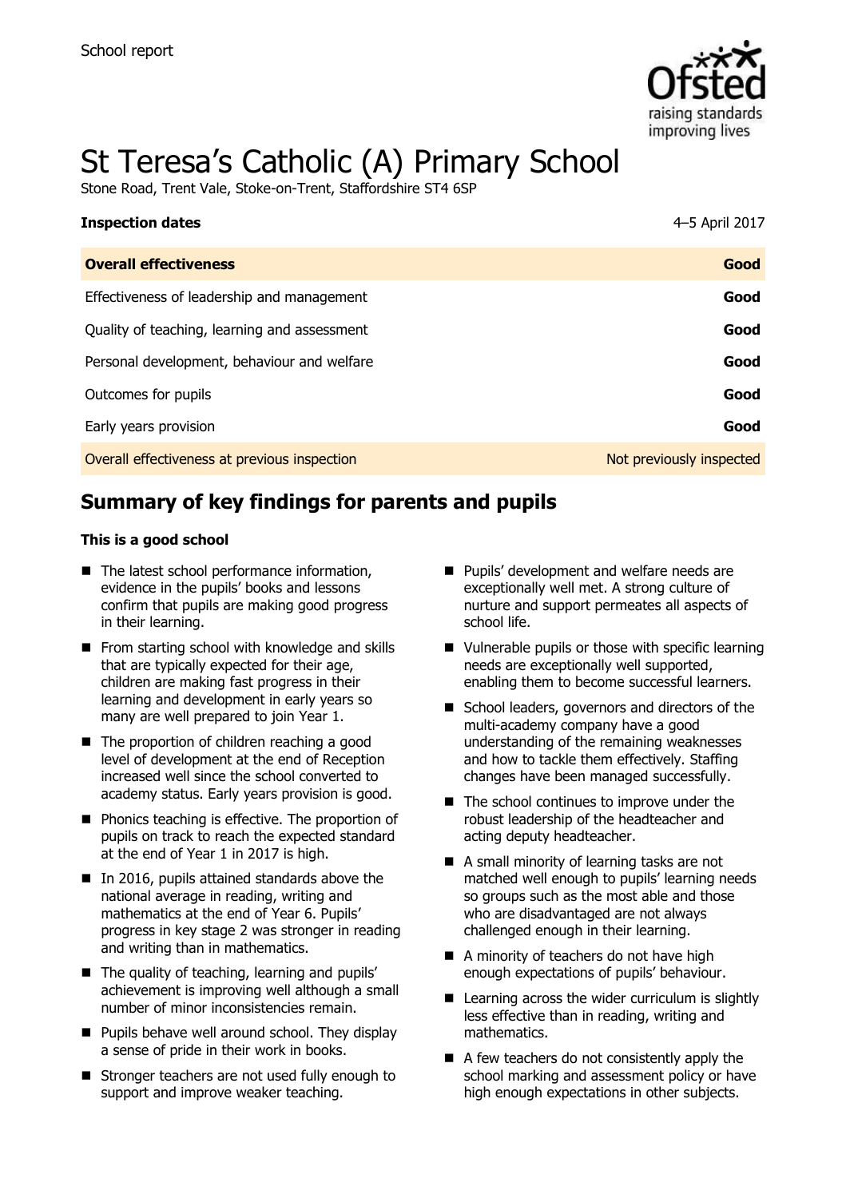School report

# St Teresa's Catholic (A) Primary School

Stone Road, Trent Vale, Stoke-on-Trent, Staffordshire ST4 6SP

| **Inspection dates** | 4–5 April 2017 |
| --- | --- |
| **Overall effectiveness** | **Good** |
| Effectiveness of leadership and management | **Good** |
| Quality of teaching, learning and assessment | **Good** |
| Personal development, behaviour and welfare | **Good** |
| Outcomes for pupils | **Good** |
| Early years provision | **Good** |
| Overall effectiveness at previous inspection | Not previously inspected |

## Summary of key findings for parents and pupils

**This is a good school**

- The latest school performance information, evidence in the pupils' books and lessons confirm that pupils are making good progress in their learning.
- From starting school with knowledge and skills that are typically expected for their age, children are making fast progress in their learning and development in early years so many are well prepared to join Year 1.
- The proportion of children reaching a good level of development at the end of Reception increased well since the school converted to academy status. Early years provision is good.
- Phonics teaching is effective. The proportion of pupils on track to reach the expected standard at the end of Year 1 in 2017 is high.
- In 2016, pupils attained standards above the national average in reading, writing and mathematics at the end of Year 6. Pupils' progress in key stage 2 was stronger in reading and writing than in mathematics.
- The quality of teaching, learning and pupils' achievement is improving well although a small number of minor inconsistencies remain.
- Pupils behave well around school. They display a sense of pride in their work in books.
- Stronger teachers are not used fully enough to support and improve weaker teaching.
- Pupils' development and welfare needs are exceptionally well met. A strong culture of nurture and support permeates all aspects of school life.
- Vulnerable pupils or those with specific learning needs are exceptionally well supported, enabling them to become successful learners.
- School leaders, governors and directors of the multi-academy company have a good understanding of the remaining weaknesses and how to tackle them effectively. Staffing changes have been managed successfully.
- The school continues to improve under the robust leadership of the headteacher and acting deputy headteacher.
- A small minority of learning tasks are not matched well enough to pupils' learning needs so groups such as the most able and those who are disadvantaged are not always challenged enough in their learning.
- A minority of teachers do not have high enough expectations of pupils' behaviour.
- Learning across the wider curriculum is slightly less effective than in reading, writing and mathematics.
- A few teachers do not consistently apply the school marking and assessment policy or have high enough expectations in other subjects.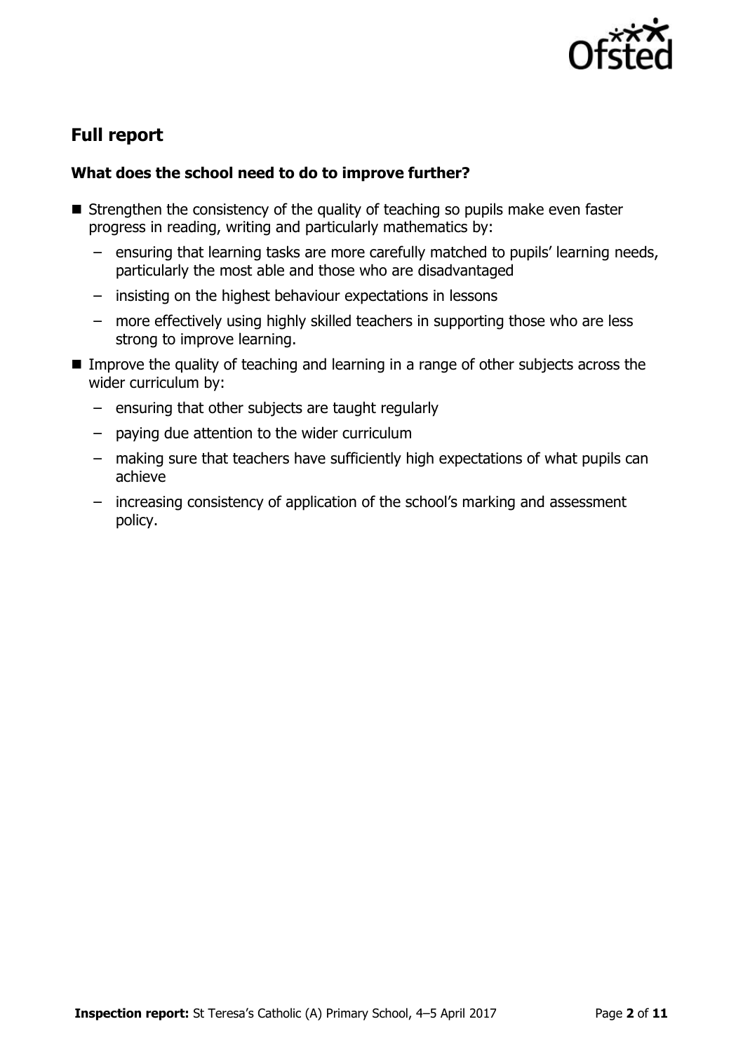## Full report

### What does the school need to do to improve further?

- Strengthen the consistency of the quality of teaching so pupils make even faster progress in reading, writing and particularly mathematics by:
  - ensuring that learning tasks are more carefully matched to pupils' learning needs, particularly the most able and those who are disadvantaged
  - insisting on the highest behaviour expectations in lessons
  - more effectively using highly skilled teachers in supporting those who are less strong to improve learning.
- Improve the quality of teaching and learning in a range of other subjects across the wider curriculum by:
  - ensuring that other subjects are taught regularly
  - paying due attention to the wider curriculum
  - making sure that teachers have sufficiently high expectations of what pupils can achieve
  - increasing consistency of application of the school's marking and assessment policy.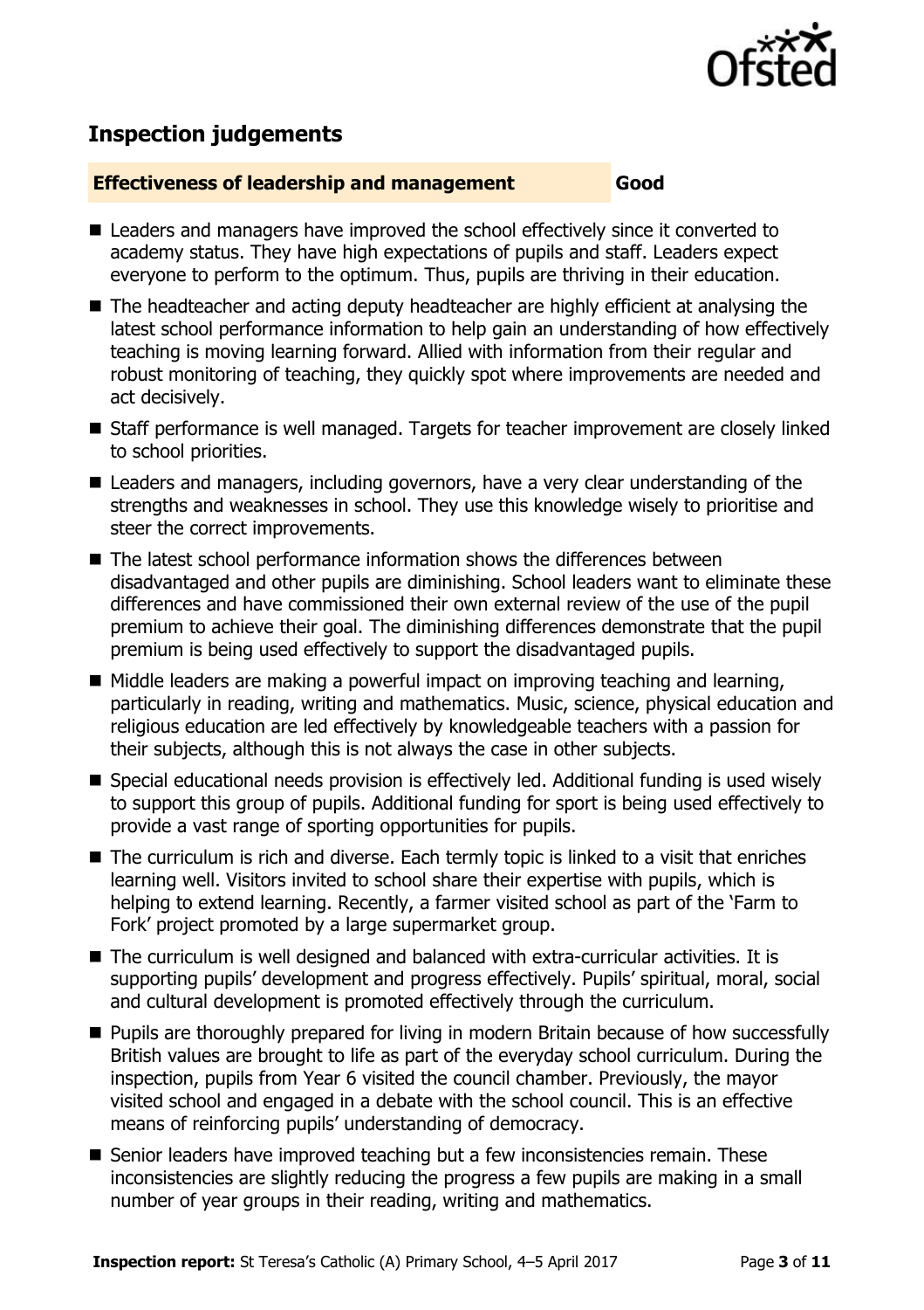## Inspection judgements

| **Effectiveness of leadership and management** | **Good** |
| --- | --- |

- Leaders and managers have improved the school effectively since it converted to academy status. They have high expectations of pupils and staff. Leaders expect everyone to perform to the optimum. Thus, pupils are thriving in their education.
- The headteacher and acting deputy headteacher are highly efficient at analysing the latest school performance information to help gain an understanding of how effectively teaching is moving learning forward. Allied with information from their regular and robust monitoring of teaching, they quickly spot where improvements are needed and act decisively.
- Staff performance is well managed. Targets for teacher improvement are closely linked to school priorities.
- Leaders and managers, including governors, have a very clear understanding of the strengths and weaknesses in school. They use this knowledge wisely to prioritise and steer the correct improvements.
- The latest school performance information shows the differences between disadvantaged and other pupils are diminishing. School leaders want to eliminate these differences and have commissioned their own external review of the use of the pupil premium to achieve their goal. The diminishing differences demonstrate that the pupil premium is being used effectively to support the disadvantaged pupils.
- Middle leaders are making a powerful impact on improving teaching and learning, particularly in reading, writing and mathematics. Music, science, physical education and religious education are led effectively by knowledgeable teachers with a passion for their subjects, although this is not always the case in other subjects.
- Special educational needs provision is effectively led. Additional funding is used wisely to support this group of pupils. Additional funding for sport is being used effectively to provide a vast range of sporting opportunities for pupils.
- The curriculum is rich and diverse. Each termly topic is linked to a visit that enriches learning well. Visitors invited to school share their expertise with pupils, which is helping to extend learning. Recently, a farmer visited school as part of the 'Farm to Fork' project promoted by a large supermarket group.
- The curriculum is well designed and balanced with extra-curricular activities. It is supporting pupils' development and progress effectively. Pupils' spiritual, moral, social and cultural development is promoted effectively through the curriculum.
- Pupils are thoroughly prepared for living in modern Britain because of how successfully British values are brought to life as part of the everyday school curriculum. During the inspection, pupils from Year 6 visited the council chamber. Previously, the mayor visited school and engaged in a debate with the school council. This is an effective means of reinforcing pupils' understanding of democracy.
- Senior leaders have improved teaching but a few inconsistencies remain. These inconsistencies are slightly reducing the progress a few pupils are making in a small number of year groups in their reading, writing and mathematics.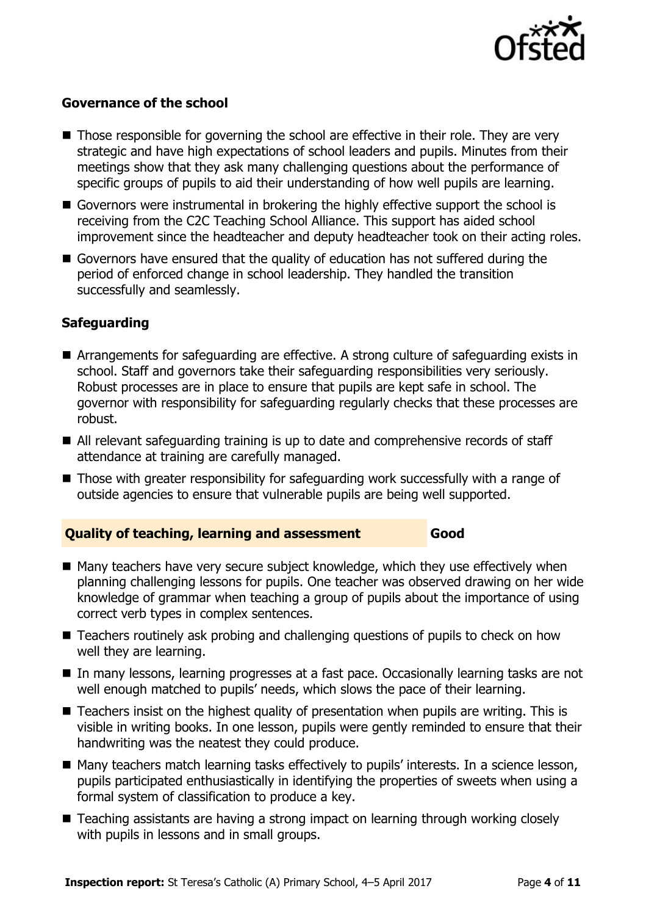### Governance of the school

- Those responsible for governing the school are effective in their role. They are very strategic and have high expectations of school leaders and pupils. Minutes from their meetings show that they ask many challenging questions about the performance of specific groups of pupils to aid their understanding of how well pupils are learning.
- Governors were instrumental in brokering the highly effective support the school is receiving from the C2C Teaching School Alliance. This support has aided school improvement since the headteacher and deputy headteacher took on their acting roles.
- Governors have ensured that the quality of education has not suffered during the period of enforced change in school leadership. They handled the transition successfully and seamlessly.

### Safeguarding

- Arrangements for safeguarding are effective. A strong culture of safeguarding exists in school. Staff and governors take their safeguarding responsibilities very seriously. Robust processes are in place to ensure that pupils are kept safe in school. The governor with responsibility for safeguarding regularly checks that these processes are robust.
- All relevant safeguarding training is up to date and comprehensive records of staff attendance at training are carefully managed.
- Those with greater responsibility for safeguarding work successfully with a range of outside agencies to ensure that vulnerable pupils are being well supported.

## Quality of teaching, learning and assessment — Good

- Many teachers have very secure subject knowledge, which they use effectively when planning challenging lessons for pupils. One teacher was observed drawing on her wide knowledge of grammar when teaching a group of pupils about the importance of using correct verb types in complex sentences.
- Teachers routinely ask probing and challenging questions of pupils to check on how well they are learning.
- In many lessons, learning progresses at a fast pace. Occasionally learning tasks are not well enough matched to pupils' needs, which slows the pace of their learning.
- Teachers insist on the highest quality of presentation when pupils are writing. This is visible in writing books. In one lesson, pupils were gently reminded to ensure that their handwriting was the neatest they could produce.
- Many teachers match learning tasks effectively to pupils' interests. In a science lesson, pupils participated enthusiastically in identifying the properties of sweets when using a formal system of classification to produce a key.
- Teaching assistants are having a strong impact on learning through working closely with pupils in lessons and in small groups.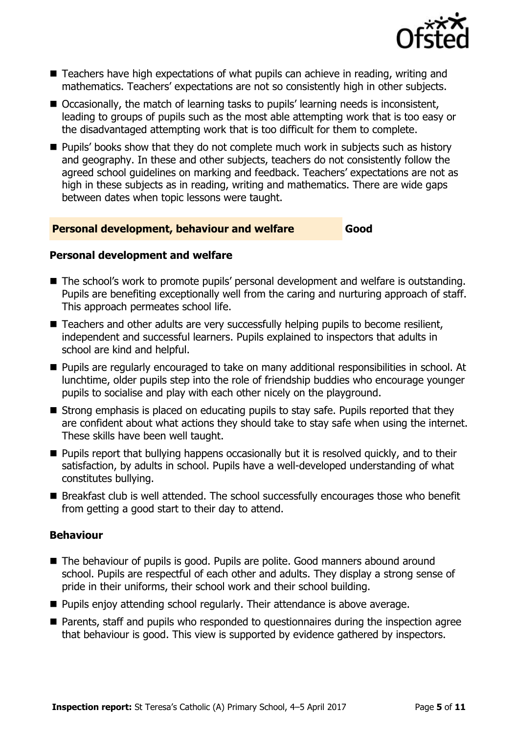- Teachers have high expectations of what pupils can achieve in reading, writing and mathematics. Teachers' expectations are not so consistently high in other subjects.
- Occasionally, the match of learning tasks to pupils' learning needs is inconsistent, leading to groups of pupils such as the most able attempting work that is too easy or the disadvantaged attempting work that is too difficult for them to complete.
- Pupils' books show that they do not complete much work in subjects such as history and geography. In these and other subjects, teachers do not consistently follow the agreed school guidelines on marking and feedback. Teachers' expectations are not as high in these subjects as in reading, writing and mathematics. There are wide gaps between dates when topic lessons were taught.

## Personal development, behaviour and welfare — Good

### Personal development and welfare

- The school's work to promote pupils' personal development and welfare is outstanding. Pupils are benefiting exceptionally well from the caring and nurturing approach of staff. This approach permeates school life.
- Teachers and other adults are very successfully helping pupils to become resilient, independent and successful learners. Pupils explained to inspectors that adults in school are kind and helpful.
- Pupils are regularly encouraged to take on many additional responsibilities in school. At lunchtime, older pupils step into the role of friendship buddies who encourage younger pupils to socialise and play with each other nicely on the playground.
- Strong emphasis is placed on educating pupils to stay safe. Pupils reported that they are confident about what actions they should take to stay safe when using the internet. These skills have been well taught.
- Pupils report that bullying happens occasionally but it is resolved quickly, and to their satisfaction, by adults in school. Pupils have a well-developed understanding of what constitutes bullying.
- Breakfast club is well attended. The school successfully encourages those who benefit from getting a good start to their day to attend.

### Behaviour

- The behaviour of pupils is good. Pupils are polite. Good manners abound around school. Pupils are respectful of each other and adults. They display a strong sense of pride in their uniforms, their school work and their school building.
- Pupils enjoy attending school regularly. Their attendance is above average.
- Parents, staff and pupils who responded to questionnaires during the inspection agree that behaviour is good. This view is supported by evidence gathered by inspectors.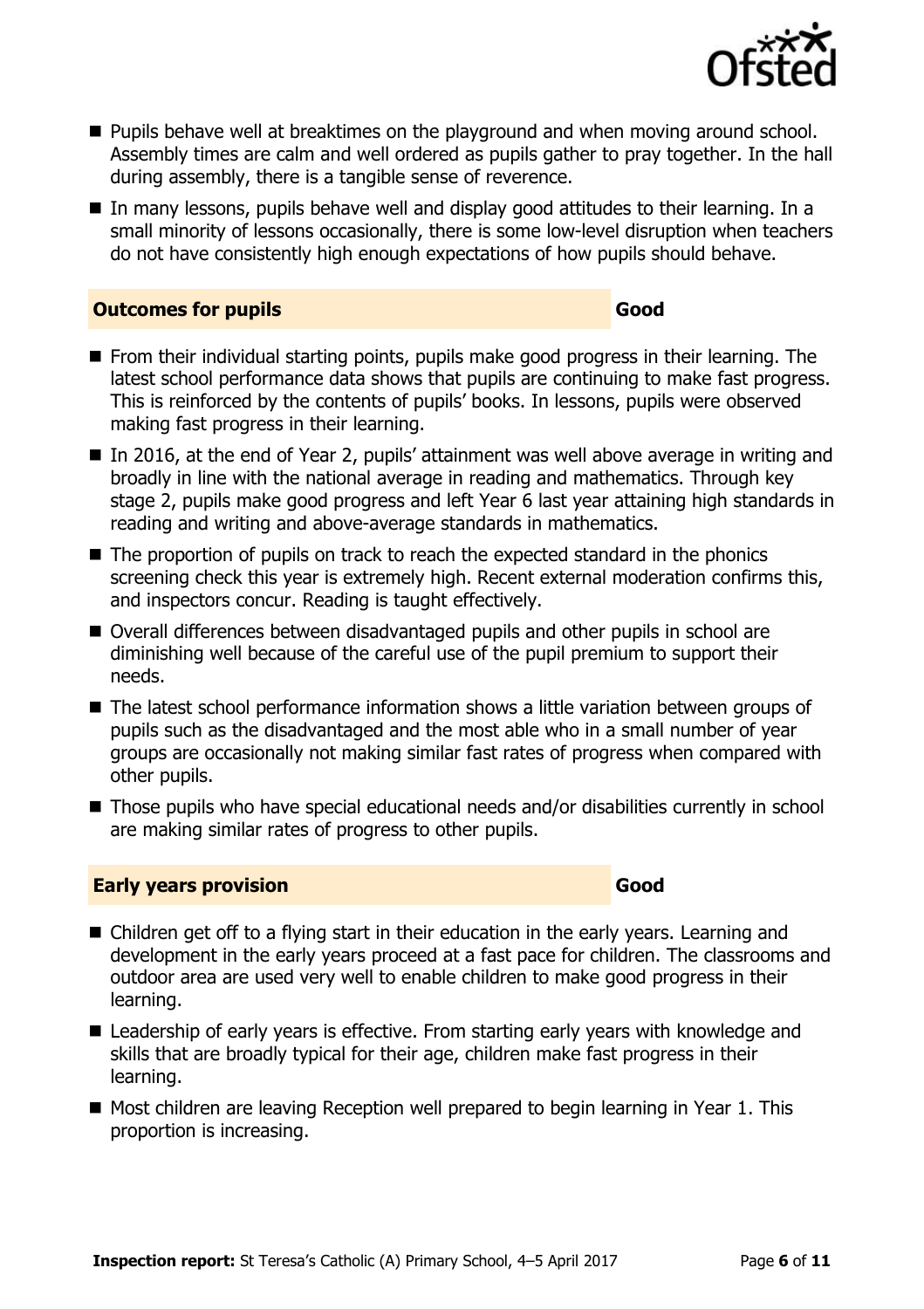- Pupils behave well at breaktimes on the playground and when moving around school. Assembly times are calm and well ordered as pupils gather to pray together. In the hall during assembly, there is a tangible sense of reverence.
- In many lessons, pupils behave well and display good attitudes to their learning. In a small minority of lessons occasionally, there is some low-level disruption when teachers do not have consistently high enough expectations of how pupils should behave.

## Outcomes for pupils — Good

- From their individual starting points, pupils make good progress in their learning. The latest school performance data shows that pupils are continuing to make fast progress. This is reinforced by the contents of pupils' books. In lessons, pupils were observed making fast progress in their learning.
- In 2016, at the end of Year 2, pupils' attainment was well above average in writing and broadly in line with the national average in reading and mathematics. Through key stage 2, pupils make good progress and left Year 6 last year attaining high standards in reading and writing and above-average standards in mathematics.
- The proportion of pupils on track to reach the expected standard in the phonics screening check this year is extremely high. Recent external moderation confirms this, and inspectors concur. Reading is taught effectively.
- Overall differences between disadvantaged pupils and other pupils in school are diminishing well because of the careful use of the pupil premium to support their needs.
- The latest school performance information shows a little variation between groups of pupils such as the disadvantaged and the most able who in a small number of year groups are occasionally not making similar fast rates of progress when compared with other pupils.
- Those pupils who have special educational needs and/or disabilities currently in school are making similar rates of progress to other pupils.

## Early years provision — Good

- Children get off to a flying start in their education in the early years. Learning and development in the early years proceed at a fast pace for children. The classrooms and outdoor area are used very well to enable children to make good progress in their learning.
- Leadership of early years is effective. From starting early years with knowledge and skills that are broadly typical for their age, children make fast progress in their learning.
- Most children are leaving Reception well prepared to begin learning in Year 1. This proportion is increasing.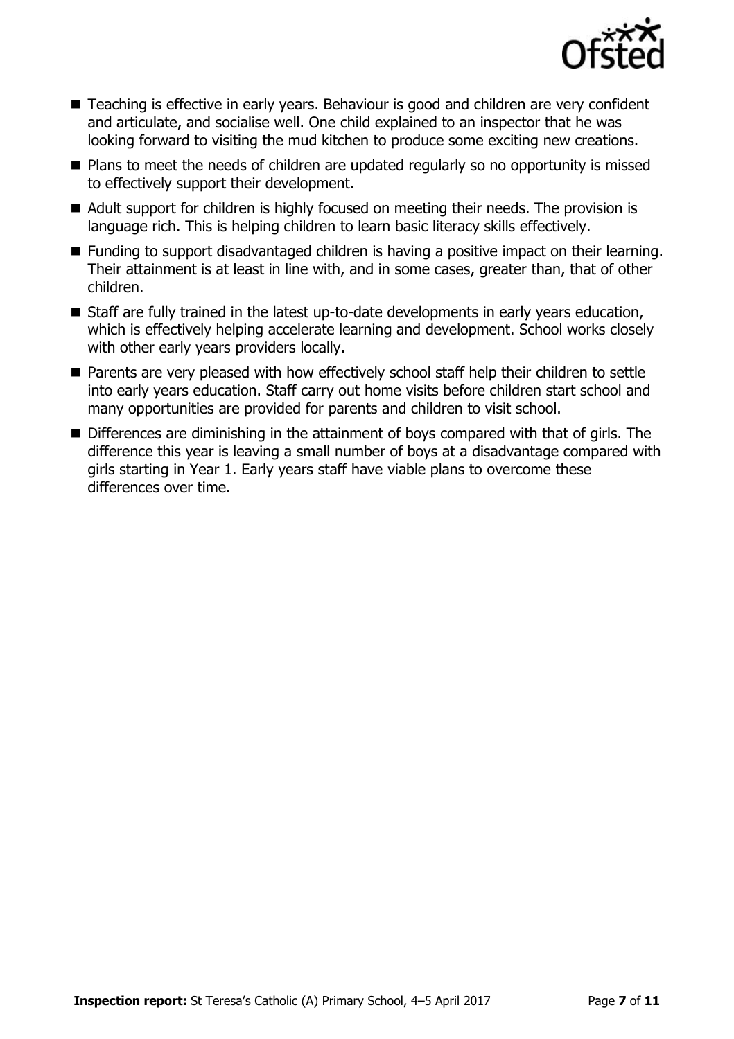- Teaching is effective in early years. Behaviour is good and children are very confident and articulate, and socialise well. One child explained to an inspector that he was looking forward to visiting the mud kitchen to produce some exciting new creations.
- Plans to meet the needs of children are updated regularly so no opportunity is missed to effectively support their development.
- Adult support for children is highly focused on meeting their needs. The provision is language rich. This is helping children to learn basic literacy skills effectively.
- Funding to support disadvantaged children is having a positive impact on their learning. Their attainment is at least in line with, and in some cases, greater than, that of other children.
- Staff are fully trained in the latest up-to-date developments in early years education, which is effectively helping accelerate learning and development. School works closely with other early years providers locally.
- Parents are very pleased with how effectively school staff help their children to settle into early years education. Staff carry out home visits before children start school and many opportunities are provided for parents and children to visit school.
- Differences are diminishing in the attainment of boys compared with that of girls. The difference this year is leaving a small number of boys at a disadvantage compared with girls starting in Year 1. Early years staff have viable plans to overcome these differences over time.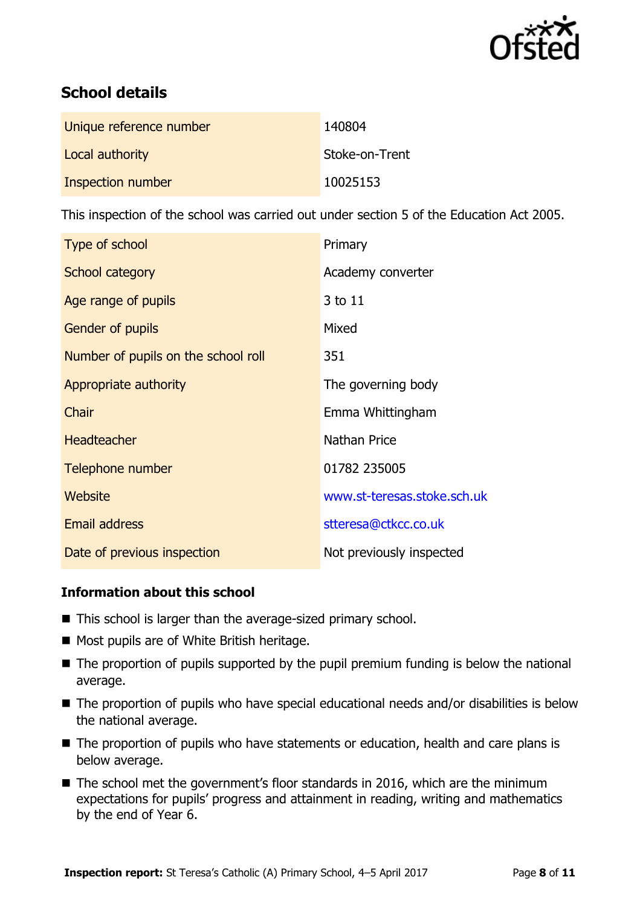## School details

| | |
|---|---|
| Unique reference number | 140804 |
| Local authority | Stoke-on-Trent |
| Inspection number | 10025153 |

This inspection of the school was carried out under section 5 of the Education Act 2005.

| | |
|---|---|
| Type of school | Primary |
| School category | Academy converter |
| Age range of pupils | 3 to 11 |
| Gender of pupils | Mixed |
| Number of pupils on the school roll | 351 |
| Appropriate authority | The governing body |
| Chair | Emma Whittingham |
| Headteacher | Nathan Price |
| Telephone number | 01782 235005 |
| Website | www.st-teresas.stoke.sch.uk |
| Email address | stteresa@ctkcc.co.uk |
| Date of previous inspection | Not previously inspected |

### Information about this school

- This school is larger than the average-sized primary school.
- Most pupils are of White British heritage.
- The proportion of pupils supported by the pupil premium funding is below the national average.
- The proportion of pupils who have special educational needs and/or disabilities is below the national average.
- The proportion of pupils who have statements or education, health and care plans is below average.
- The school met the government's floor standards in 2016, which are the minimum expectations for pupils' progress and attainment in reading, writing and mathematics by the end of Year 6.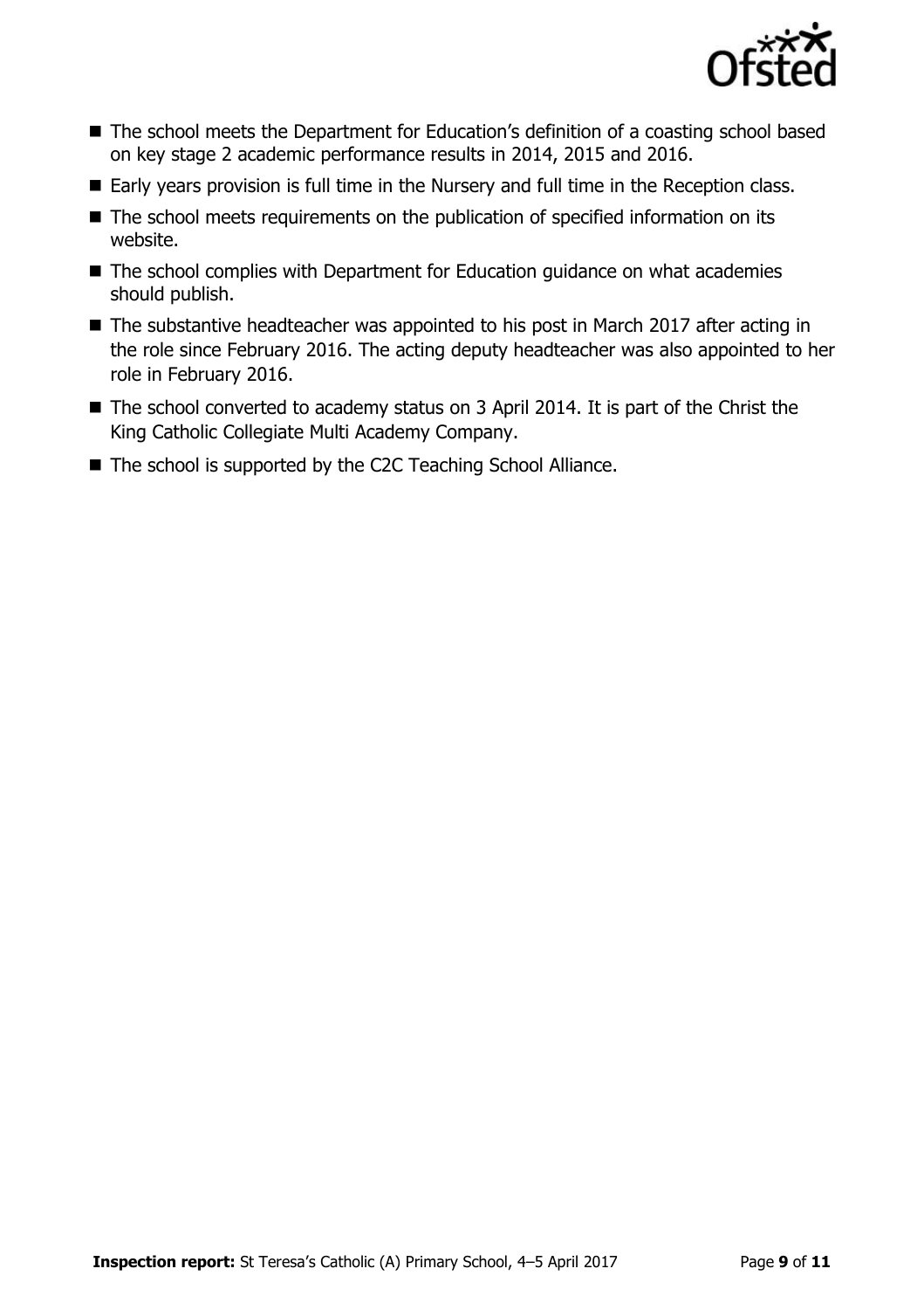- The school meets the Department for Education's definition of a coasting school based on key stage 2 academic performance results in 2014, 2015 and 2016.
- Early years provision is full time in the Nursery and full time in the Reception class.
- The school meets requirements on the publication of specified information on its website.
- The school complies with Department for Education guidance on what academies should publish.
- The substantive headteacher was appointed to his post in March 2017 after acting in the role since February 2016. The acting deputy headteacher was also appointed to her role in February 2016.
- The school converted to academy status on 3 April 2014. It is part of the Christ the King Catholic Collegiate Multi Academy Company.
- The school is supported by the C2C Teaching School Alliance.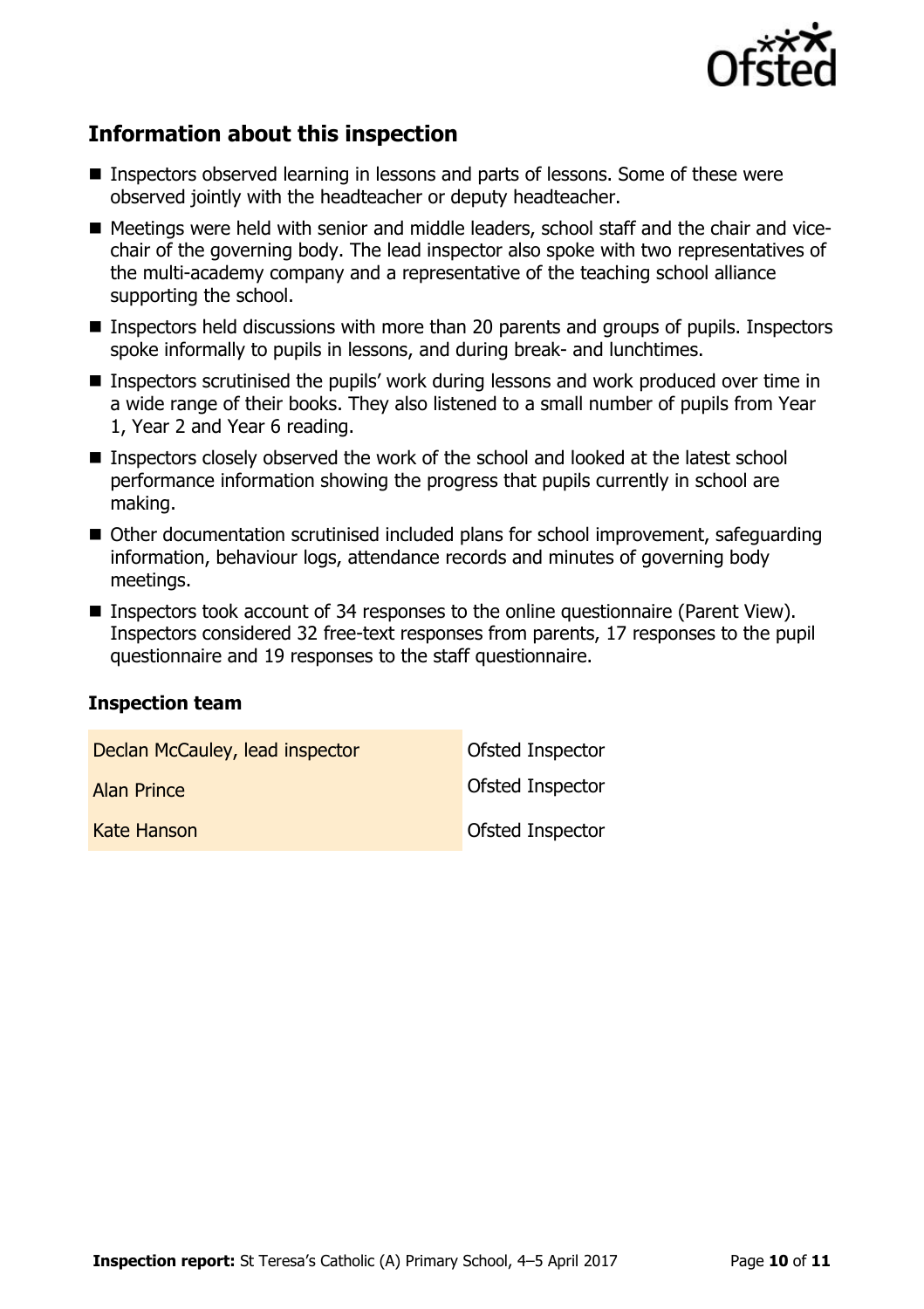## Information about this inspection

- Inspectors observed learning in lessons and parts of lessons. Some of these were observed jointly with the headteacher or deputy headteacher.
- Meetings were held with senior and middle leaders, school staff and the chair and vice-chair of the governing body. The lead inspector also spoke with two representatives of the multi-academy company and a representative of the teaching school alliance supporting the school.
- Inspectors held discussions with more than 20 parents and groups of pupils. Inspectors spoke informally to pupils in lessons, and during break- and lunchtimes.
- Inspectors scrutinised the pupils' work during lessons and work produced over time in a wide range of their books. They also listened to a small number of pupils from Year 1, Year 2 and Year 6 reading.
- Inspectors closely observed the work of the school and looked at the latest school performance information showing the progress that pupils currently in school are making.
- Other documentation scrutinised included plans for school improvement, safeguarding information, behaviour logs, attendance records and minutes of governing body meetings.
- Inspectors took account of 34 responses to the online questionnaire (Parent View). Inspectors considered 32 free-text responses from parents, 17 responses to the pupil questionnaire and 19 responses to the staff questionnaire.

### Inspection team

| | |
|---|---|
| Declan McCauley, lead inspector | Ofsted Inspector |
| Alan Prince | Ofsted Inspector |
| Kate Hanson | Ofsted Inspector |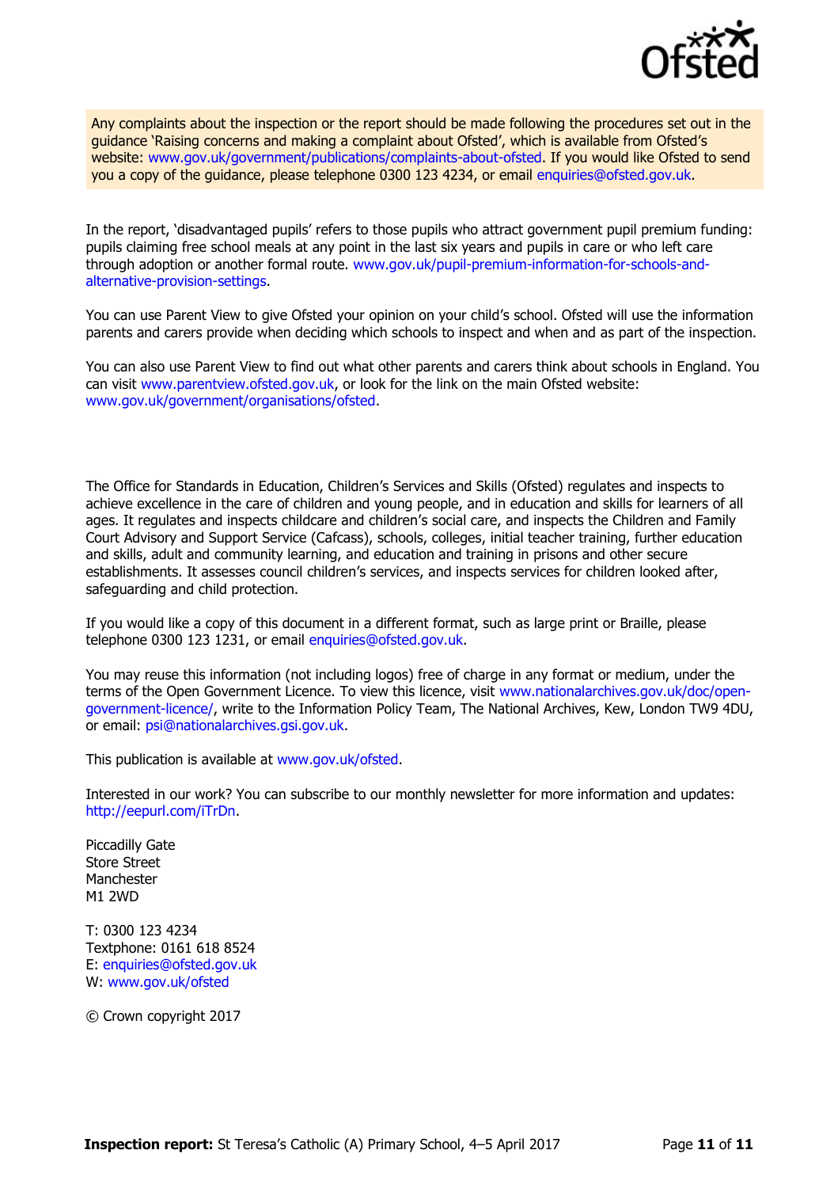Any complaints about the inspection or the report should be made following the procedures set out in the guidance 'Raising concerns and making a complaint about Ofsted', which is available from Ofsted's website: www.gov.uk/government/publications/complaints-about-ofsted. If you would like Ofsted to send you a copy of the guidance, please telephone 0300 123 4234, or email enquiries@ofsted.gov.uk.

In the report, 'disadvantaged pupils' refers to those pupils who attract government pupil premium funding: pupils claiming free school meals at any point in the last six years and pupils in care or who left care through adoption or another formal route. www.gov.uk/pupil-premium-information-for-schools-and-alternative-provision-settings.

You can use Parent View to give Ofsted your opinion on your child's school. Ofsted will use the information parents and carers provide when deciding which schools to inspect and when and as part of the inspection.

You can also use Parent View to find out what other parents and carers think about schools in England. You can visit www.parentview.ofsted.gov.uk, or look for the link on the main Ofsted website: www.gov.uk/government/organisations/ofsted.

The Office for Standards in Education, Children's Services and Skills (Ofsted) regulates and inspects to achieve excellence in the care of children and young people, and in education and skills for learners of all ages. It regulates and inspects childcare and children's social care, and inspects the Children and Family Court Advisory and Support Service (Cafcass), schools, colleges, initial teacher training, further education and skills, adult and community learning, and education and training in prisons and other secure establishments. It assesses council children's services, and inspects services for children looked after, safeguarding and child protection.

If you would like a copy of this document in a different format, such as large print or Braille, please telephone 0300 123 1231, or email enquiries@ofsted.gov.uk.

You may reuse this information (not including logos) free of charge in any format or medium, under the terms of the Open Government Licence. To view this licence, visit www.nationalarchives.gov.uk/doc/open-government-licence/, write to the Information Policy Team, The National Archives, Kew, London TW9 4DU, or email: psi@nationalarchives.gsi.gov.uk.

This publication is available at www.gov.uk/ofsted.

Interested in our work? You can subscribe to our monthly newsletter for more information and updates: http://eepurl.com/iTrDn.

Piccadilly Gate
Store Street
Manchester
M1 2WD

T: 0300 123 4234
Textphone: 0161 618 8524
E: enquiries@ofsted.gov.uk
W: www.gov.uk/ofsted

© Crown copyright 2017